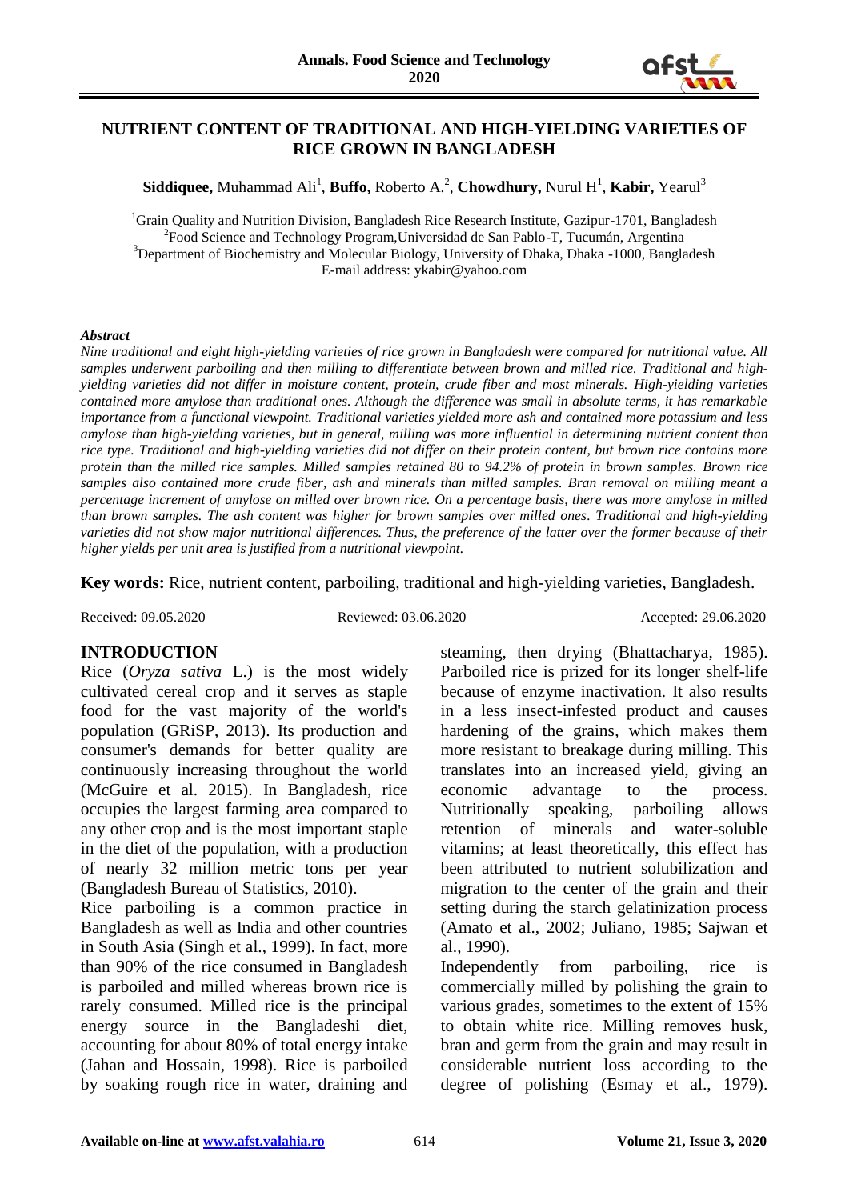# NUTRIENT CONTENT OF TRADITIONAL AND HIGH-YIELDING VARIETIES OF RICE GROWN IN BANGLADESH

**Siddiquee,** Muhammad Ali[1], **Buffo,** Roberto A.[2], **Chowdhury,** Nurul H[1], **Kabir,** Yearul[3]

[1]Grain Quality and Nutrition Division, Bangladesh Rice Research Institute, Gazipur-1701, Bangladesh
[2]Food Science and Technology Program,Universidad de San Pablo-T, Tucumán, Argentina
[3]Department of Biochemistry and Molecular Biology, University of Dhaka, Dhaka -1000, Bangladesh
E-mail address: ykabir@yahoo.com

### *Abstract*

*Nine traditional and eight high-yielding varieties of rice grown in Bangladesh were compared for nutritional value. All samples underwent parboiling and then milling to differentiate between brown and milled rice. Traditional and high-yielding varieties did not differ in moisture content, protein, crude fiber and most minerals. High-yielding varieties contained more amylose than traditional ones. Although the difference was small in absolute terms, it has remarkable importance from a functional viewpoint. Traditional varieties yielded more ash and contained more potassium and less amylose than high-yielding varieties, but in general, milling was more influential in determining nutrient content than rice type. Traditional and high-yielding varieties did not differ on their protein content, but brown rice contains more protein than the milled rice samples. Milled samples retained 80 to 94.2% of protein in brown samples. Brown rice samples also contained more crude fiber, ash and minerals than milled samples. Bran removal on milling meant a percentage increment of amylose on milled over brown rice. On a percentage basis, there was more amylose in milled than brown samples. The ash content was higher for brown samples over milled ones. Traditional and high-yielding varieties did not show major nutritional differences. Thus, the preference of the latter over the former because of their higher yields per unit area is justified from a nutritional viewpoint.*

**Key words:** Rice, nutrient content, parboiling, traditional and high-yielding varieties, Bangladesh.

Received: 09.05.2020 Reviewed: 03.06.2020 Accepted: 29.06.2020

## INTRODUCTION

Rice (*Oryza sativa* L.) is the most widely cultivated cereal crop and it serves as staple food for the vast majority of the world's population (GRiSP, 2013). Its production and consumer's demands for better quality are continuously increasing throughout the world (McGuire et al. 2015). In Bangladesh, rice occupies the largest farming area compared to any other crop and is the most important staple in the diet of the population, with a production of nearly 32 million metric tons per year (Bangladesh Bureau of Statistics, 2010).

Rice parboiling is a common practice in Bangladesh as well as India and other countries in South Asia (Singh et al., 1999). In fact, more than 90% of the rice consumed in Bangladesh is parboiled and milled whereas brown rice is rarely consumed. Milled rice is the principal energy source in the Bangladeshi diet, accounting for about 80% of total energy intake (Jahan and Hossain, 1998). Rice is parboiled by soaking rough rice in water, draining and steaming, then drying (Bhattacharya, 1985). Parboiled rice is prized for its longer shelf-life because of enzyme inactivation. It also results in a less insect-infested product and causes hardening of the grains, which makes them more resistant to breakage during milling. This translates into an increased yield, giving an economic advantage to the process. Nutritionally speaking, parboiling allows retention of minerals and water-soluble vitamins; at least theoretically, this effect has been attributed to nutrient solubilization and migration to the center of the grain and their setting during the starch gelatinization process (Amato et al., 2002; Juliano, 1985; Sajwan et al., 1990).

Independently from parboiling, rice is commercially milled by polishing the grain to various grades, sometimes to the extent of 15% to obtain white rice. Milling removes husk, bran and germ from the grain and may result in considerable nutrient loss according to the degree of polishing (Esmay et al., 1979).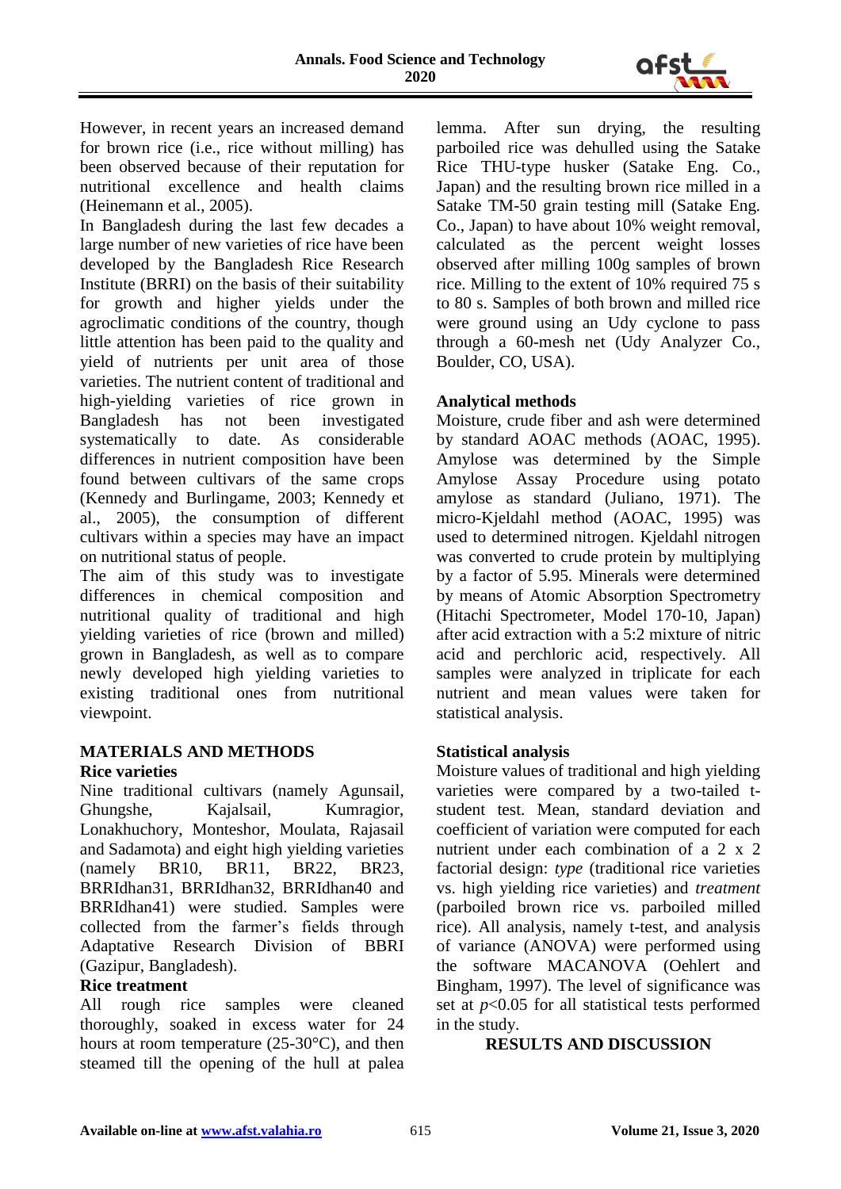However, in recent years an increased demand for brown rice (i.e., rice without milling) has been observed because of their reputation for nutritional excellence and health claims (Heinemann et al., 2005).

In Bangladesh during the last few decades a large number of new varieties of rice have been developed by the Bangladesh Rice Research Institute (BRRI) on the basis of their suitability for growth and higher yields under the agroclimatic conditions of the country, though little attention has been paid to the quality and yield of nutrients per unit area of those varieties. The nutrient content of traditional and high-yielding varieties of rice grown in Bangladesh has not been investigated systematically to date. As considerable differences in nutrient composition have been found between cultivars of the same crops (Kennedy and Burlingame, 2003; Kennedy et al., 2005), the consumption of different cultivars within a species may have an impact on nutritional status of people.

The aim of this study was to investigate differences in chemical composition and nutritional quality of traditional and high yielding varieties of rice (brown and milled) grown in Bangladesh, as well as to compare newly developed high yielding varieties to existing traditional ones from nutritional viewpoint.

## MATERIALS AND METHODS

### Rice varieties

Nine traditional cultivars (namely Agunsail, Ghungshe, Kajalsail, Kumragior, Lonakhuchory, Monteshor, Moulata, Rajasail and Sadamota) and eight high yielding varieties (namely BR10, BR11, BR22, BR23, BRRIdhan31, BRRIdhan32, BRRIdhan40 and BRRIdhan41) were studied. Samples were collected from the farmer's fields through Adaptative Research Division of BBRI (Gazipur, Bangladesh).

### Rice treatment

All rough rice samples were cleaned thoroughly, soaked in excess water for 24 hours at room temperature (25-30°C), and then steamed till the opening of the hull at palea lemma. After sun drying, the resulting parboiled rice was dehulled using the Satake Rice THU-type husker (Satake Eng. Co., Japan) and the resulting brown rice milled in a Satake TM-50 grain testing mill (Satake Eng. Co., Japan) to have about 10% weight removal, calculated as the percent weight losses observed after milling 100g samples of brown rice. Milling to the extent of 10% required 75 s to 80 s. Samples of both brown and milled rice were ground using an Udy cyclone to pass through a 60-mesh net (Udy Analyzer Co., Boulder, CO, USA).

### Analytical methods

Moisture, crude fiber and ash were determined by standard AOAC methods (AOAC, 1995). Amylose was determined by the Simple Amylose Assay Procedure using potato amylose as standard (Juliano, 1971). The micro-Kjeldahl method (AOAC, 1995) was used to determined nitrogen. Kjeldahl nitrogen was converted to crude protein by multiplying by a factor of 5.95. Minerals were determined by means of Atomic Absorption Spectrometry (Hitachi Spectrometer, Model 170-10, Japan) after acid extraction with a 5:2 mixture of nitric acid and perchloric acid, respectively. All samples were analyzed in triplicate for each nutrient and mean values were taken for statistical analysis.

### Statistical analysis

Moisture values of traditional and high yielding varieties were compared by a two-tailed t-student test. Mean, standard deviation and coefficient of variation were computed for each nutrient under each combination of a 2 x 2 factorial design: *type* (traditional rice varieties vs. high yielding rice varieties) and *treatment* (parboiled brown rice vs. parboiled milled rice). All analysis, namely t-test, and analysis of variance (ANOVA) were performed using the software MACANOVA (Oehlert and Bingham, 1997). The level of significance was set at $p<0.05$ for all statistical tests performed in the study.

## RESULTS AND DISCUSSION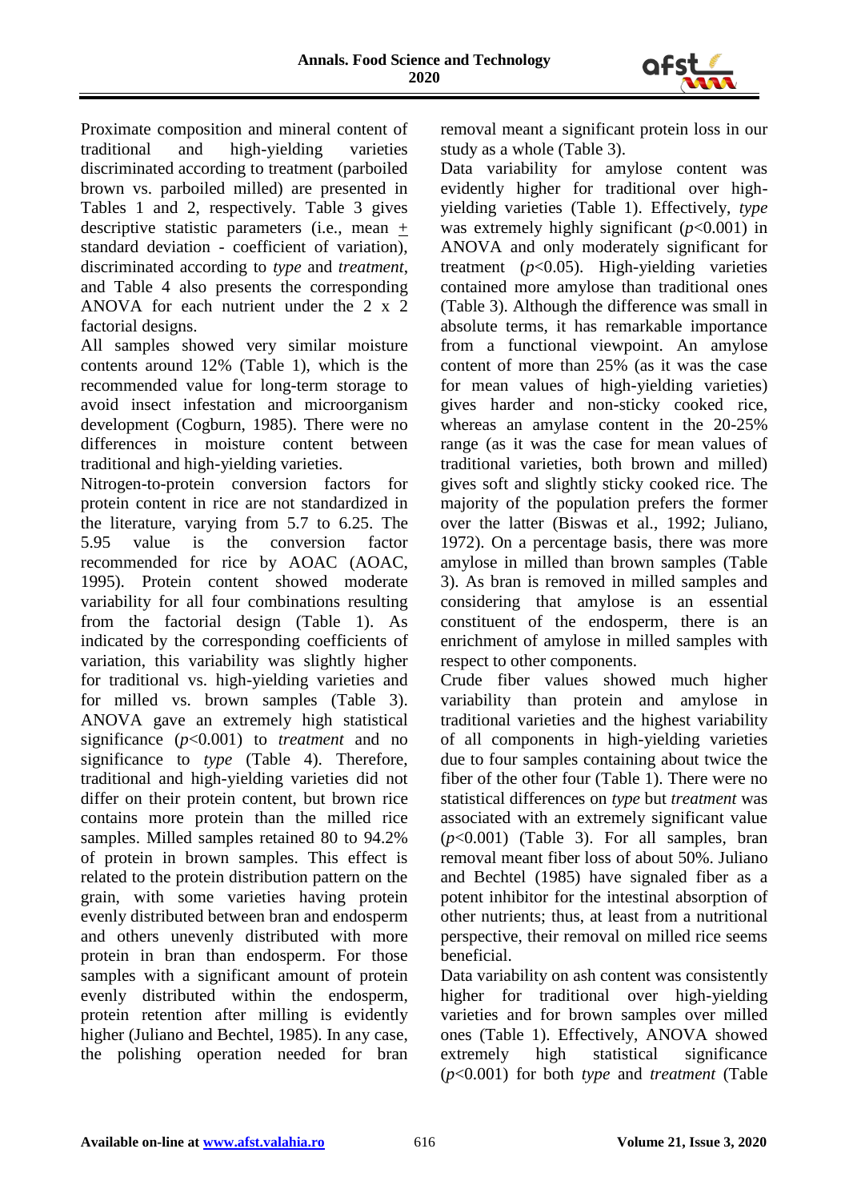Proximate composition and mineral content of traditional and high-yielding varieties discriminated according to treatment (parboiled brown vs. parboiled milled) are presented in Tables 1 and 2, respectively. Table 3 gives descriptive statistic parameters (i.e., mean $\pm$ standard deviation - coefficient of variation), discriminated according to *type* and *treatment*, and Table 4 also presents the corresponding ANOVA for each nutrient under the 2 x 2 factorial designs.

All samples showed very similar moisture contents around 12% (Table 1), which is the recommended value for long-term storage to avoid insect infestation and microorganism development (Cogburn, 1985). There were no differences in moisture content between traditional and high-yielding varieties.

Nitrogen-to-protein conversion factors for protein content in rice are not standardized in the literature, varying from 5.7 to 6.25. The 5.95 value is the conversion factor recommended for rice by AOAC (AOAC, 1995). Protein content showed moderate variability for all four combinations resulting from the factorial design (Table 1). As indicated by the corresponding coefficients of variation, this variability was slightly higher for traditional vs. high-yielding varieties and for milled vs. brown samples (Table 3). ANOVA gave an extremely high statistical significance ($p<0.001$) to *treatment* and no significance to *type* (Table 4). Therefore, traditional and high-yielding varieties did not differ on their protein content, but brown rice contains more protein than the milled rice samples. Milled samples retained 80 to 94.2% of protein in brown samples. This effect is related to the protein distribution pattern on the grain, with some varieties having protein evenly distributed between bran and endosperm and others unevenly distributed with more protein in bran than endosperm. For those samples with a significant amount of protein evenly distributed within the endosperm, protein retention after milling is evidently higher (Juliano and Bechtel, 1985). In any case, the polishing operation needed for bran removal meant a significant protein loss in our study as a whole (Table 3).

Data variability for amylose content was evidently higher for traditional over high-yielding varieties (Table 1). Effectively, *type* was extremely highly significant ($p<0.001$) in ANOVA and only moderately significant for treatment ($p<0.05$). High-yielding varieties contained more amylose than traditional ones (Table 3). Although the difference was small in absolute terms, it has remarkable importance from a functional viewpoint. An amylose content of more than 25% (as it was the case for mean values of high-yielding varieties) gives harder and non-sticky cooked rice, whereas an amylase content in the 20-25% range (as it was the case for mean values of traditional varieties, both brown and milled) gives soft and slightly sticky cooked rice. The majority of the population prefers the former over the latter (Biswas et al., 1992; Juliano, 1972). On a percentage basis, there was more amylose in milled than brown samples (Table 3). As bran is removed in milled samples and considering that amylose is an essential constituent of the endosperm, there is an enrichment of amylose in milled samples with respect to other components.

Crude fiber values showed much higher variability than protein and amylose in traditional varieties and the highest variability of all components in high-yielding varieties due to four samples containing about twice the fiber of the other four (Table 1). There were no statistical differences on *type* but *treatment* was associated with an extremely significant value ($p<0.001$) (Table 3). For all samples, bran removal meant fiber loss of about 50%. Juliano and Bechtel (1985) have signaled fiber as a potent inhibitor for the intestinal absorption of other nutrients; thus, at least from a nutritional perspective, their removal on milled rice seems beneficial.

Data variability on ash content was consistently higher for traditional over high-yielding varieties and for brown samples over milled ones (Table 1). Effectively, ANOVA showed extremely high statistical significance ($p<0.001$) for both *type* and *treatment* (Table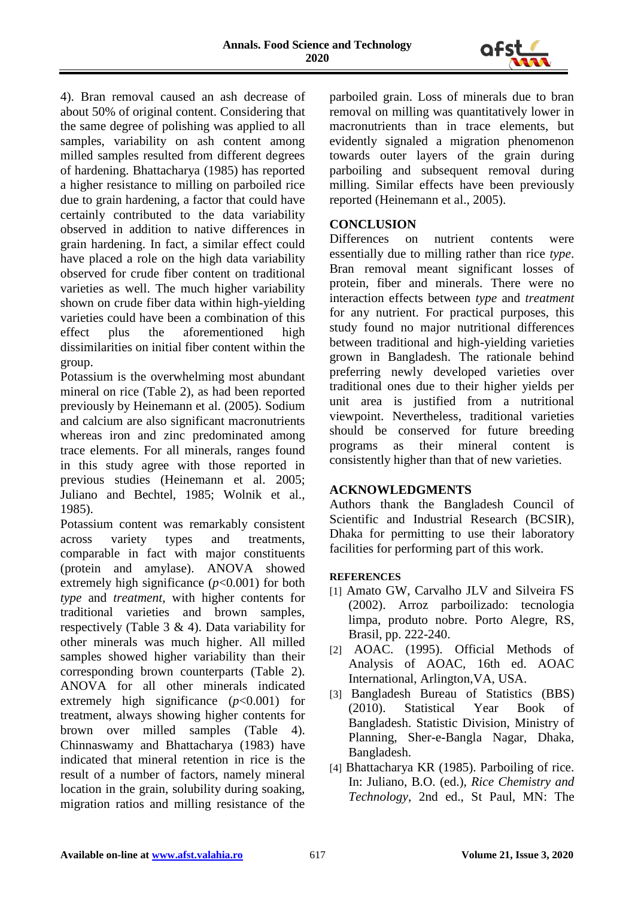4). Bran removal caused an ash decrease of about 50% of original content. Considering that the same degree of polishing was applied to all samples, variability on ash content among milled samples resulted from different degrees of hardening. Bhattacharya (1985) has reported a higher resistance to milling on parboiled rice due to grain hardening, a factor that could have certainly contributed to the data variability observed in addition to native differences in grain hardening. In fact, a similar effect could have placed a role on the high data variability observed for crude fiber content on traditional varieties as well. The much higher variability shown on crude fiber data within high-yielding varieties could have been a combination of this effect plus the aforementioned high dissimilarities on initial fiber content within the group.

Potassium is the overwhelming most abundant mineral on rice (Table 2), as had been reported previously by Heinemann et al. (2005). Sodium and calcium are also significant macronutrients whereas iron and zinc predominated among trace elements. For all minerals, ranges found in this study agree with those reported in previous studies (Heinemann et al. 2005; Juliano and Bechtel, 1985; Wolnik et al., 1985).

Potassium content was remarkably consistent across variety types and treatments, comparable in fact with major constituents (protein and amylase). ANOVA showed extremely high significance ($p$<0.001) for both *type* and *treatment*, with higher contents for traditional varieties and brown samples, respectively (Table 3 & 4). Data variability for other minerals was much higher. All milled samples showed higher variability than their corresponding brown counterparts (Table 2). ANOVA for all other minerals indicated extremely high significance ($p$<0.001) for treatment, always showing higher contents for brown over milled samples (Table 4). Chinnaswamy and Bhattacharya (1983) have indicated that mineral retention in rice is the result of a number of factors, namely mineral location in the grain, solubility during soaking, migration ratios and milling resistance of the parboiled grain. Loss of minerals due to bran removal on milling was quantitatively lower in macronutrients than in trace elements, but evidently signaled a migration phenomenon towards outer layers of the grain during parboiling and subsequent removal during milling. Similar effects have been previously reported (Heinemann et al., 2005).

## CONCLUSION

Differences on nutrient contents were essentially due to milling rather than rice *type*. Bran removal meant significant losses of protein, fiber and minerals. There were no interaction effects between *type* and *treatment* for any nutrient. For practical purposes, this study found no major nutritional differences between traditional and high-yielding varieties grown in Bangladesh. The rationale behind preferring newly developed varieties over traditional ones due to their higher yields per unit area is justified from a nutritional viewpoint. Nevertheless, traditional varieties should be conserved for future breeding programs as their mineral content is consistently higher than that of new varieties.

## ACKNOWLEDGMENTS

Authors thank the Bangladesh Council of Scientific and Industrial Research (BCSIR), Dhaka for permitting to use their laboratory facilities for performing part of this work.

## REFERENCES

[1] Amato GW, Carvalho JLV and Silveira FS (2002). Arroz parboilizado: tecnologia limpa, produto nobre. Porto Alegre, RS, Brasil, pp. 222-240.

[2] AOAC. (1995). Official Methods of Analysis of AOAC, 16th ed. AOAC International, Arlington,VA, USA.

[3] Bangladesh Bureau of Statistics (BBS) (2010). Statistical Year Book of Bangladesh. Statistic Division, Ministry of Planning, Sher-e-Bangla Nagar, Dhaka, Bangladesh.

[4] Bhattacharya KR (1985). Parboiling of rice. In: Juliano, B.O. (ed.), *Rice Chemistry and Technology*, 2nd ed., St Paul, MN: The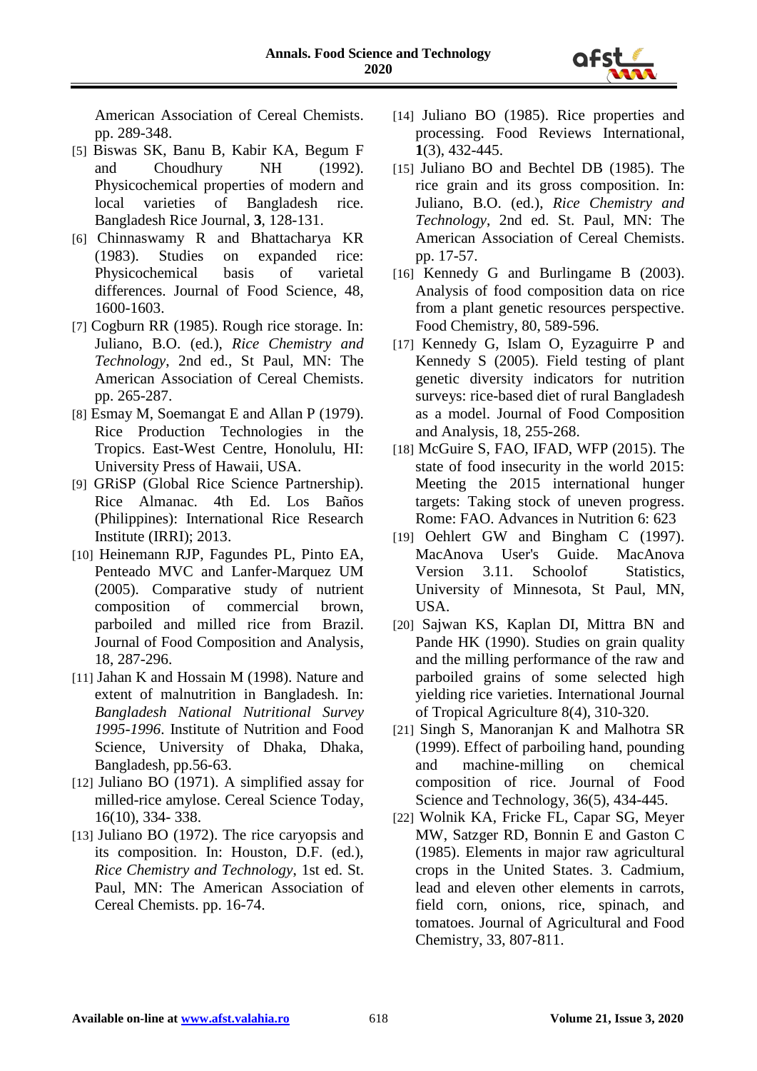American Association of Cereal Chemists. pp. 289-348.

[5] Biswas SK, Banu B, Kabir KA, Begum F and Choudhury NH (1992). Physicochemical properties of modern and local varieties of Bangladesh rice. Bangladesh Rice Journal, **3**, 128-131.

[6] Chinnaswamy R and Bhattacharya KR (1983). Studies on expanded rice: Physicochemical basis of varietal differences. Journal of Food Science, 48, 1600-1603.

[7] Cogburn RR (1985). Rough rice storage. In: Juliano, B.O. (ed.), *Rice Chemistry and Technology*, 2nd ed., St Paul, MN: The American Association of Cereal Chemists. pp. 265-287.

[8] Esmay M, Soemangat E and Allan P (1979). Rice Production Technologies in the Tropics. East-West Centre, Honolulu, HI: University Press of Hawaii, USA.

[9] GRiSP (Global Rice Science Partnership). Rice Almanac. 4th Ed. Los Baños (Philippines): International Rice Research Institute (IRRI); 2013.

[10] Heinemann RJP, Fagundes PL, Pinto EA, Penteado MVC and Lanfer-Marquez UM (2005). Comparative study of nutrient composition of commercial brown, parboiled and milled rice from Brazil. Journal of Food Composition and Analysis, 18, 287-296.

[11] Jahan K and Hossain M (1998). Nature and extent of malnutrition in Bangladesh. In: *Bangladesh National Nutritional Survey 1995-1996*. Institute of Nutrition and Food Science, University of Dhaka, Dhaka, Bangladesh, pp.56-63.

[12] Juliano BO (1971). A simplified assay for milled-rice amylose. Cereal Science Today, 16(10), 334- 338.

[13] Juliano BO (1972). The rice caryopsis and its composition. In: Houston, D.F. (ed.), *Rice Chemistry and Technology*, 1st ed. St. Paul, MN: The American Association of Cereal Chemists. pp. 16-74.

[14] Juliano BO (1985). Rice properties and processing. Food Reviews International, **1**(3), 432-445.

[15] Juliano BO and Bechtel DB (1985). The rice grain and its gross composition. In: Juliano, B.O. (ed.), *Rice Chemistry and Technology*, 2nd ed. St. Paul, MN: The American Association of Cereal Chemists. pp. 17-57.

[16] Kennedy G and Burlingame B (2003). Analysis of food composition data on rice from a plant genetic resources perspective. Food Chemistry, 80, 589-596.

[17] Kennedy G, Islam O, Eyzaguirre P and Kennedy S (2005). Field testing of plant genetic diversity indicators for nutrition surveys: rice-based diet of rural Bangladesh as a model. Journal of Food Composition and Analysis, 18, 255-268.

[18] McGuire S, FAO, IFAD, WFP (2015). The state of food insecurity in the world 2015: Meeting the 2015 international hunger targets: Taking stock of uneven progress. Rome: FAO. Advances in Nutrition 6: 623

[19] Oehlert GW and Bingham C (1997). MacAnova User's Guide. MacAnova Version 3.11. Schoolof Statistics, University of Minnesota, St Paul, MN, USA.

[20] Sajwan KS, Kaplan DI, Mittra BN and Pande HK (1990). Studies on grain quality and the milling performance of the raw and parboiled grains of some selected high yielding rice varieties. International Journal of Tropical Agriculture 8(4), 310-320.

[21] Singh S, Manoranjan K and Malhotra SR (1999). Effect of parboiling hand, pounding and machine-milling on chemical composition of rice. Journal of Food Science and Technology, 36(5), 434-445.

[22] Wolnik KA, Fricke FL, Capar SG, Meyer MW, Satzger RD, Bonnin E and Gaston C (1985). Elements in major raw agricultural crops in the United States. 3. Cadmium, lead and eleven other elements in carrots, field corn, onions, rice, spinach, and tomatoes. Journal of Agricultural and Food Chemistry, 33, 807-811.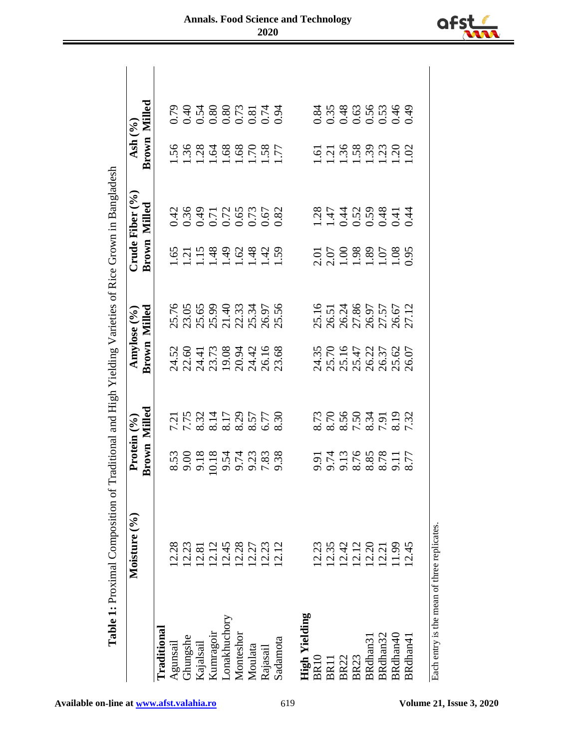**Table 1:** Proximal Composition of Traditional and High Yielding Varieties of Rice Grown in Bangladesh

| | Moisture (%) | Protein (%) | | Amylose (%) | | Crude Fiber (%) | | Ash (%) | |
|---|---|---|---|---|---|---|---|---|---|
| | | Brown | Milled | Brown | Milled | Brown | Milled | Brown | Milled |
| **Traditional** | | | | | | | | | |
| Agunsail | 12.28 | 8.53 | 7.21 | 24.52 | 25.76 | 1.65 | 0.42 | 1.56 | 0.79 |
| Ghungshe | 12.23 | 9.00 | 7.75 | 22.60 | 23.05 | 1.21 | 0.36 | 1.36 | 0.40 |
| Kajalsail | 12.81 | 9.18 | 8.32 | 24.41 | 25.65 | 1.15 | 0.49 | 1.28 | 0.54 |
| Kumragoir | 12.12 | 10.18 | 8.14 | 23.73 | 25.99 | 1.48 | 0.71 | 1.64 | 0.80 |
| Lonakhuchory | 12.45 | 9.54 | 8.17 | 19.08 | 21.40 | 1.49 | 0.72 | 1.68 | 0.80 |
| Monteshor | 12.28 | 9.74 | 8.29 | 20.94 | 22.33 | 1.62 | 0.65 | 1.68 | 0.73 |
| Moulata | 12.27 | 9.23 | 8.57 | 24.42 | 25.34 | 1.48 | 0.73 | 1.70 | 0.81 |
| Rajasail | 12.23 | 7.83 | 6.77 | 26.16 | 26.97 | 1.42 | 0.67 | 1.58 | 0.74 |
| Sadamota | 12.12 | 9.38 | 8.30 | 23.68 | 25.56 | 1.59 | 0.82 | 1.77 | 0.94 |
| **High Yielding** | | | | | | | | | |
| BR10 | 12.23 | 9.91 | 8.73 | 24.35 | 25.16 | 2.01 | 1.28 | 1.61 | 0.84 |
| BR11 | 12.35 | 9.74 | 8.70 | 25.70 | 26.51 | 2.07 | 1.47 | 1.21 | 0.35 |
| BR22 | 12.42 | 9.13 | 8.56 | 25.16 | 26.24 | 1.00 | 0.44 | 1.36 | 0.48 |
| BR23 | 12.12 | 8.76 | 7.50 | 25.47 | 27.86 | 1.98 | 0.52 | 1.58 | 0.63 |
| BRdhan31 | 12.20 | 8.85 | 8.34 | 26.22 | 26.97 | 1.89 | 0.59 | 1.39 | 0.56 |
| BRdhan32 | 12.21 | 8.78 | 7.91 | 26.37 | 27.57 | 1.07 | 0.48 | 1.23 | 0.53 |
| BRdhan40 | 11.99 | 9.11 | 8.19 | 25.62 | 26.67 | 1.08 | 0.41 | 1.20 | 0.46 |
| BRdhan41 | 12.45 | 8.77 | 7.32 | 26.07 | 27.12 | 0.95 | 0.44 | 1.02 | 0.49 |

Each entry is the mean of three replicates.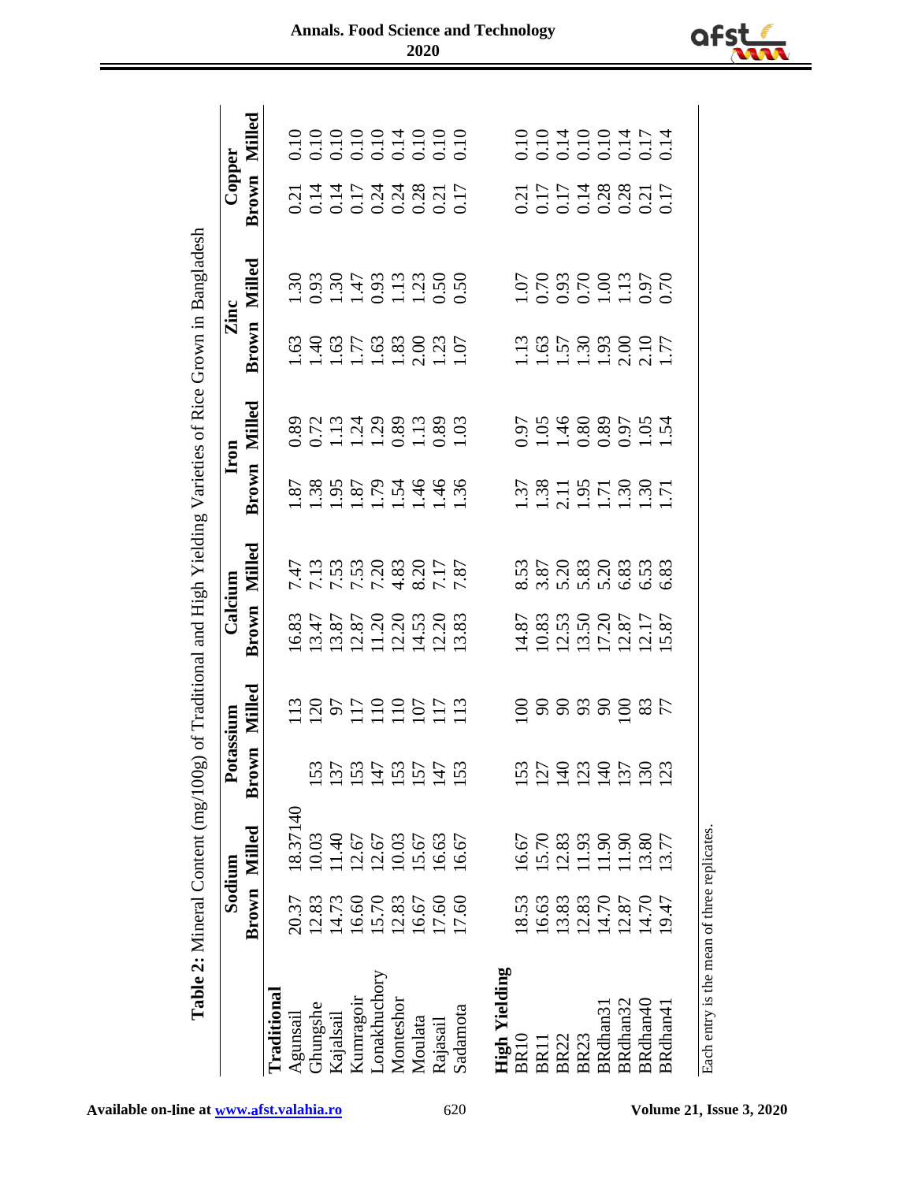**Table 2:** Mineral Content (mg/100g) of Traditional and High Yielding Varieties of Rice Grown in Bangladesh

| | Sodium | | Potassium | | Calcium | | Iron | | Zinc | | Copper | |
|---|---|---|---|---|---|---|---|---|---|---|---|---|
| | Brown | Milled | Brown | Milled | Brown | Milled | Brown | Milled | Brown | Milled | Brown | Milled |
| **Traditional** | | | | | | | | | | | | |
| Agunsail | 20.37 | 18.37140 | | 113 | 16.83 | 7.47 | 1.87 | 0.89 | 1.63 | 1.30 | 0.21 | 0.10 |
| Ghungshe | 12.83 | 10.03 | 153 | 120 | 13.47 | 7.13 | 1.38 | 0.72 | 1.40 | 0.93 | 0.14 | 0.10 |
| Kajalsail | 14.73 | 11.40 | 137 | 97 | 13.87 | 7.53 | 1.95 | 1.13 | 1.63 | 1.30 | 0.14 | 0.10 |
| Kumragoir | 16.60 | 12.67 | 153 | 117 | 12.87 | 7.53 | 1.87 | 1.24 | 1.77 | 1.47 | 0.17 | 0.10 |
| Lonakhuchory | 15.70 | 12.67 | 147 | 110 | 11.20 | 7.20 | 1.79 | 1.29 | 1.63 | 0.93 | 0.24 | 0.10 |
| Monteshor | 12.83 | 10.03 | 153 | 110 | 12.20 | 4.83 | 1.54 | 0.89 | 1.83 | 1.13 | 0.24 | 0.14 |
| Moulata | 16.67 | 15.67 | 157 | 107 | 14.53 | 8.20 | 1.46 | 1.13 | 2.00 | 1.23 | 0.28 | 0.10 |
| Rajasail | 17.60 | 16.63 | 147 | 117 | 12.20 | 7.17 | 1.46 | 0.89 | 1.23 | 0.50 | 0.21 | 0.10 |
| Sadamota | 17.60 | 16.67 | 153 | 113 | 13.83 | 7.87 | 1.36 | 1.03 | 1.07 | 0.50 | 0.17 | 0.10 |
| **High Yielding** | | | | | | | | | | | | |
| BR10 | 18.53 | 16.67 | 153 | 100 | 14.87 | 8.53 | 1.37 | 0.97 | 1.13 | 1.07 | 0.21 | 0.10 |
| BR11 | 16.63 | 15.70 | 127 | 90 | 10.83 | 3.87 | 1.38 | 1.05 | 1.63 | 0.70 | 0.17 | 0.10 |
| BR22 | 13.83 | 12.83 | 140 | 90 | 12.53 | 5.20 | 2.11 | 1.46 | 1.57 | 0.93 | 0.17 | 0.14 |
| BR23 | 12.83 | 11.93 | 123 | 93 | 13.50 | 5.83 | 1.95 | 0.80 | 1.30 | 0.70 | 0.14 | 0.10 |
| BRdhan31 | 14.70 | 11.90 | 140 | 90 | 17.20 | 5.20 | 1.71 | 0.89 | 1.93 | 1.00 | 0.28 | 0.10 |
| BRdhan32 | 12.87 | 11.90 | 137 | 100 | 12.87 | 6.83 | 1.30 | 0.97 | 2.00 | 1.13 | 0.28 | 0.14 |
| BRdhan40 | 14.70 | 13.80 | 130 | 83 | 12.17 | 6.53 | 1.30 | 1.05 | 2.10 | 0.97 | 0.21 | 0.17 |
| BRdhan41 | 19.47 | 13.77 | 123 | 77 | 15.87 | 6.83 | 1.71 | 1.54 | 1.77 | 0.70 | 0.17 | 0.14 |

Each entry is the mean of three replicates.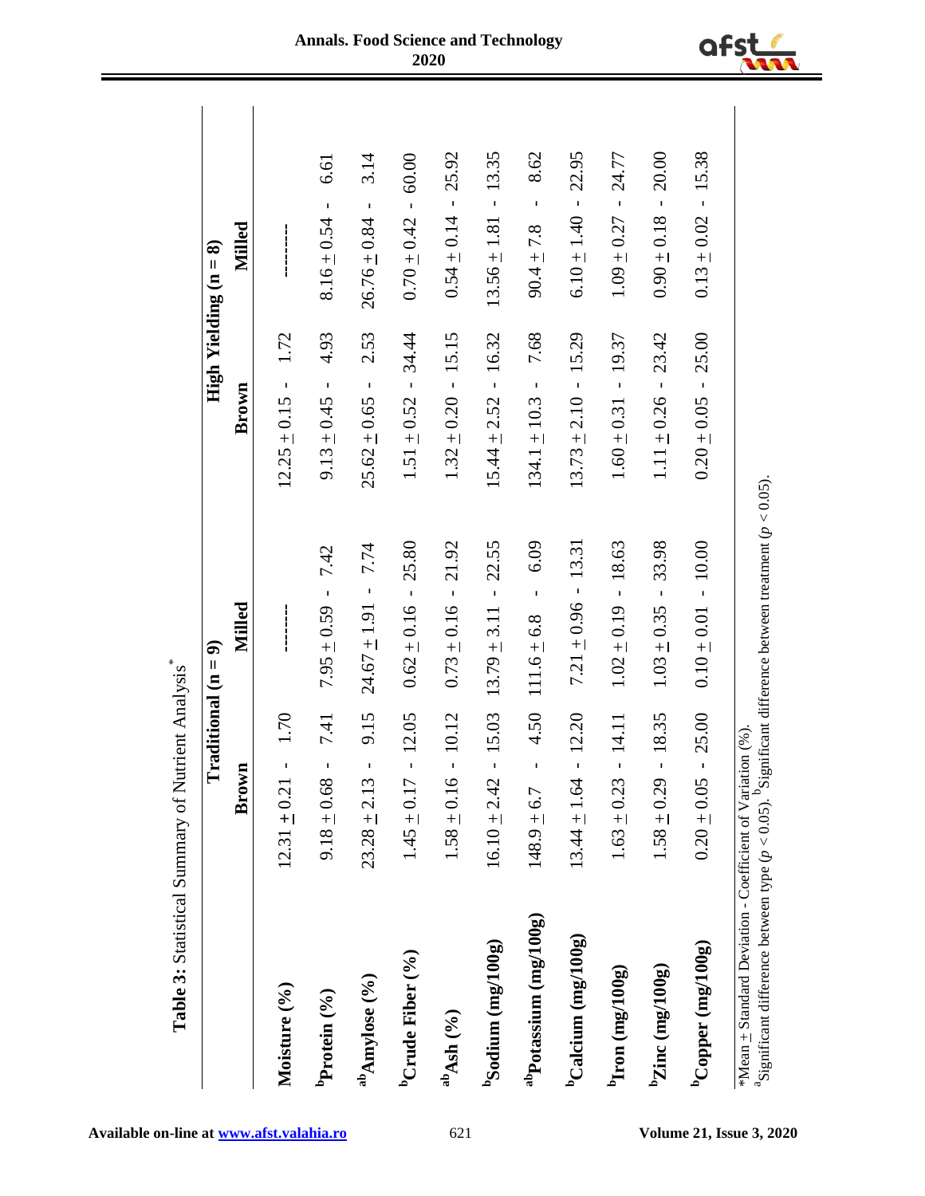**Table 3:** Statistical Summary of Nutrient Analysis*

| | Traditional (n = 9) | | | | High Yielding (n = 8) | | | |
|---|---|---|---|---|---|---|---|---|
| | Brown | | Milled | | Brown | | Milled | |
| Moisture (%) | 12.31 ± 0.21 | 1.70 | -------- | | 12.25 ± 0.15 | 1.72 | -------- | |
| [b]Protein (%) | 9.18 ± 0.68 | 7.41 | 7.95 ± 0.59 | 7.42 | 9.13 ± 0.45 | 4.93 | 8.16 ± 0.54 | 6.61 |
| [ab]Amylose (%) | 23.28 ± 2.13 | 9.15 | 24.67 ± 1.91 | 7.74 | 25.62 ± 0.65 | 2.53 | 26.76 ± 0.84 | 3.14 |
| [b]Crude Fiber (%) | 1.45 ± 0.17 | 12.05 | 0.62 ± 0.16 | 25.80 | 1.51 ± 0.52 | 34.44 | 0.70 ± 0.42 | 60.00 |
| [ab]Ash (%) | 1.58 ± 0.16 | 10.12 | 0.73 ± 0.16 | 21.92 | 1.32 ± 0.20 | 15.15 | 0.54 ± 0.14 | 25.92 |
| [b]Sodium (mg/100g) | 16.10 ± 2.42 | 15.03 | 13.79 ± 3.11 | 22.55 | 15.44 ± 2.52 | 16.32 | 13.56 ± 1.81 | 13.35 |
| [ab]Potassium (mg/100g) | 148.9 ± 6.7 | 4.50 | 111.6 ± 6.8 | 6.09 | 134.1 ± 10.3 | 7.68 | 90.4 ± 7.8 | 8.62 |
| [b]Calcium (mg/100g) | 13.44 ± 1.64 | 12.20 | 7.21 ± 0.96 | 13.31 | 13.73 ± 2.10 | 15.29 | 6.10 ± 1.40 | 22.95 |
| [b]Iron (mg/100g) | 1.63 ± 0.23 | 14.11 | 1.02 ± 0.19 | 18.63 | 1.60 ± 0.31 | 19.37 | 1.09 ± 0.27 | 24.77 |
| [b]Zinc (mg/100g) | 1.58 ± 0.29 | 18.35 | 1.03 ± 0.35 | 33.98 | 1.11 ± 0.26 | 23.42 | 0.90 ± 0.18 | 20.00 |
| [b]Copper (mg/100g) | 0.20 ± 0.05 | 25.00 | 0.10 ± 0.01 | 10.00 | 0.20 ± 0.05 | 25.00 | 0.13 ± 0.02 | 15.38 |

*Mean ± Standard Deviation - Coefficient of Variation (%).
[a]Significant difference between type ($p < 0.05$). [b]Significant difference between treatment ($p < 0.05$).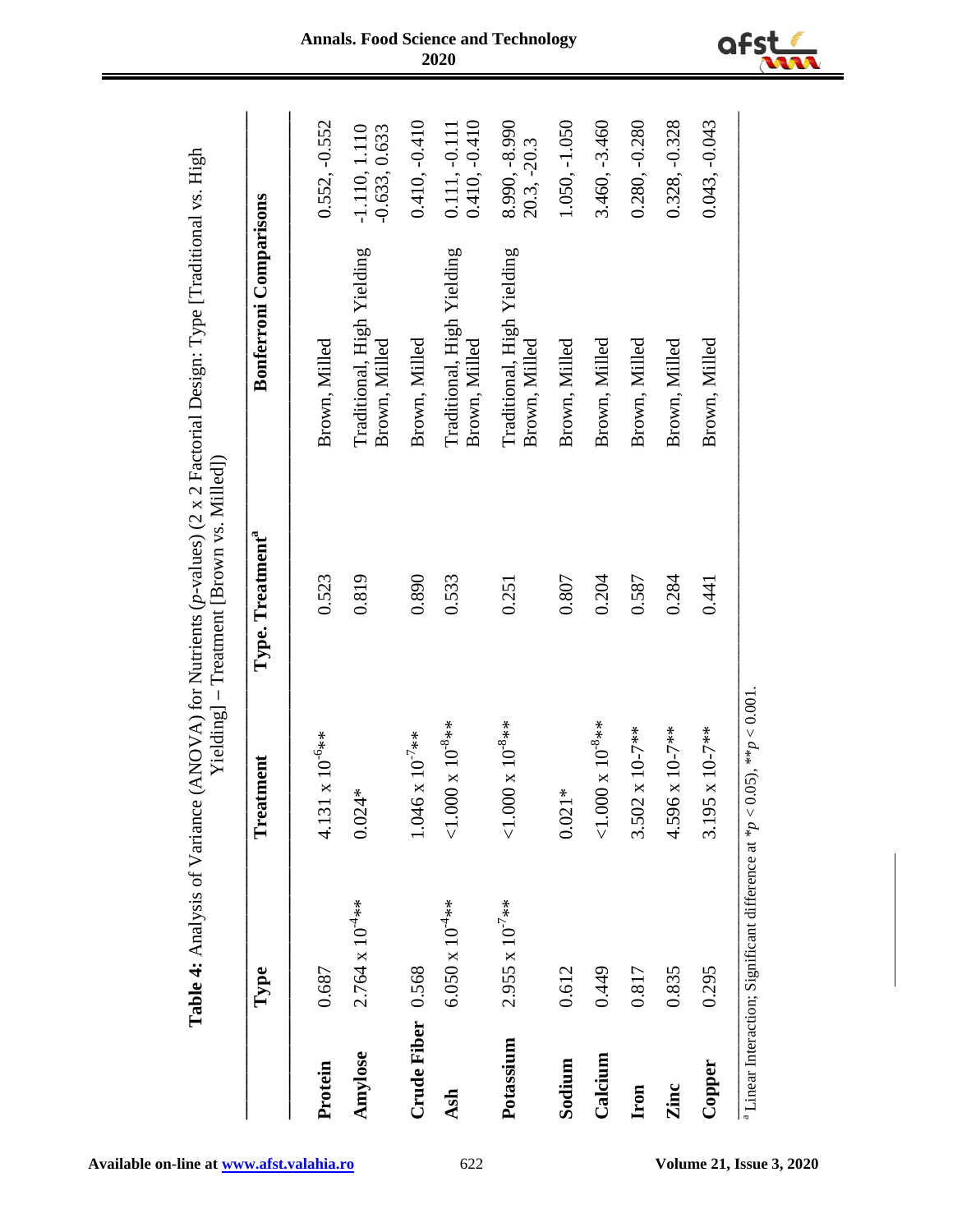**Table 4:** Analysis of Variance (ANOVA) for Nutrients ($p$-values) (2 x 2 Factorial Design: Type [Traditional vs. High Yielding] – Treatment [Brown vs. Milled])

| | Type | Treatment | Type. Treatment[a] | Bonferroni Comparisons | |
|---|---|---|---|---|---|
| **Protein** | 0.687 | $4.131 \times 10^{-6}$** | 0.523 | Brown, Milled | 0.552, -0.552 |
| **Amylose** | $2.764 \times 10^{-4}$** | 0.024* | 0.819 | Traditional, High Yielding<br>Brown, Milled | -1.110, 1.110<br>-0.633, 0.633 |
| **Crude Fiber** | 0.568 | $1.046 \times 10^{-7}$** | 0.890 | Brown, Milled | 0.410, -0.410 |
| **Ash** | $6.050 \times 10^{-4}$** | $<1.000 \times 10^{-8}$** | 0.533 | Traditional, High Yielding<br>Brown, Milled | 0.111, -0.111<br>0.410, -0.410 |
| **Potassium** | $2.955 \times 10^{-7}$** | $<1.000 \times 10^{-8}$** | 0.251 | Traditional, High Yielding<br>Brown, Milled | 8.990, -8.990<br>20.3, -20.3 |
| **Sodium** | 0.612 | 0.021* | 0.807 | Brown, Milled | 1.050, -1.050 |
| **Calcium** | 0.449 | $<1.000 \times 10^{-8}$** | 0.204 | Brown, Milled | 3.460, -3.460 |
| **Iron** | 0.817 | 3.502 x 10-7** | 0.587 | Brown, Milled | 0.280, -0.280 |
| **Zinc** | 0.835 | 4.596 x 10-7** | 0.284 | Brown, Milled | 0.328, -0.328 |
| **Copper** | 0.295 | 3.195 x 10-7** | 0.441 | Brown, Milled | 0.043, -0.043 |

[a] Linear Interaction; Significant difference at *$p < 0.05$), **$p < 0.001$.